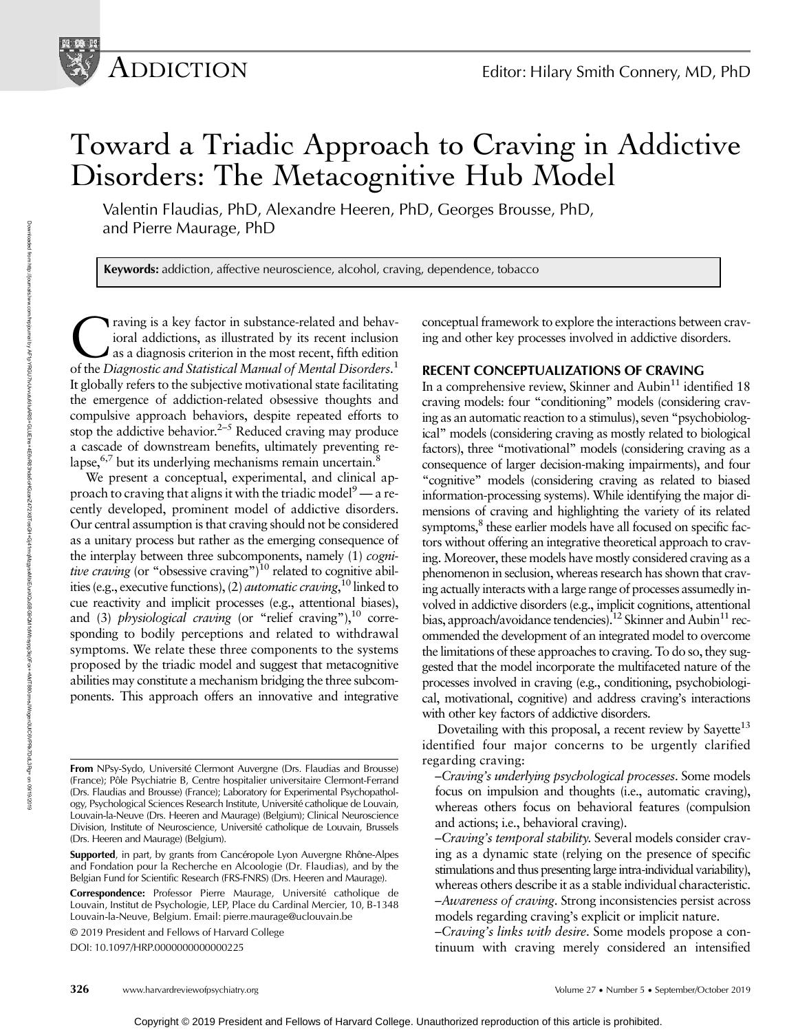# Toward a Triadic Approach to Craving in Addictive Disorders: The Metacognitive Hub Model

Valentin Flaudias, PhD, Alexandre Heeren, PhD, Georges Brousse, PhD, and Pierre Maurage, PhD

**Keywords:** addiction, affective neuroscience, alcohol, craving, dependence, tobacco

Craving is a key factor in substance-related and behavioral addictions, as illustrated by its recent inclusion as a diagnosis criterion in the most recent, fifth edition of the *Diagnostic and Statistical Manual of Mental Disorders*.[1] It globally refers to the subjective motivational state facilitating the emergence of addiction-related obsessive thoughts and compulsive approach behaviors, despite repeated efforts to stop the addictive behavior.[2–5] Reduced craving may produce a cascade of downstream benefits, ultimately preventing relapse,[6,7] but its underlying mechanisms remain uncertain.[8]

We present a conceptual, experimental, and clinical approach to craving that aligns it with the triadic model[9] — a recently developed, prominent model of addictive disorders. Our central assumption is that craving should not be considered as a unitary process but rather as the emerging consequence of the interplay between three subcomponents, namely (1) *cognitive craving* (or "obsessive craving")[10] related to cognitive abilities (e.g., executive functions), (2) *automatic craving*,[10] linked to cue reactivity and implicit processes (e.g., attentional biases), and (3) *physiological craving* (or "relief craving"),[10] corresponding to bodily perceptions and related to withdrawal symptoms. We relate these three components to the systems proposed by the triadic model and suggest that metacognitive abilities may constitute a mechanism bridging the three subcomponents. This approach offers an innovative and integrative conceptual framework to explore the interactions between craving and other key processes involved in addictive disorders.

## RECENT CONCEPTUALIZATIONS OF CRAVING

In a comprehensive review, Skinner and Aubin[11] identified 18 craving models: four "conditioning" models (considering craving as an automatic reaction to a stimulus), seven "psychobiological" models (considering craving as mostly related to biological factors), three "motivational" models (considering craving as a consequence of larger decision-making impairments), and four "cognitive" models (considering craving as related to biased information-processing systems). While identifying the major dimensions of craving and highlighting the variety of its related symptoms,[8] these earlier models have all focused on specific factors without offering an integrative theoretical approach to craving. Moreover, these models have mostly considered craving as a phenomenon in seclusion, whereas research has shown that craving actually interacts with a large range of processes assumedly involved in addictive disorders (e.g., implicit cognitions, attentional bias, approach/avoidance tendencies).[12] Skinner and Aubin[11] recommended the development of an integrated model to overcome the limitations of these approaches to craving. To do so, they suggested that the model incorporate the multifaceted nature of the processes involved in craving (e.g., conditioning, psychobiological, motivational, cognitive) and address craving's interactions with other key factors of addictive disorders.

Dovetailing with this proposal, a recent review by Sayette[13] identified four major concerns to be urgently clarified regarding craving:

–*Craving's underlying psychological processes*. Some models focus on impulsion and thoughts (i.e., automatic craving), whereas others focus on behavioral features (compulsion and actions; i.e., behavioral craving).

–*Craving's temporal stability*. Several models consider craving as a dynamic state (relying on the presence of specific stimulations and thus presenting large intra-individual variability), whereas others describe it as a stable individual characteristic.

–*Awareness of craving*. Strong inconsistencies persist across models regarding craving's explicit or implicit nature.

–*Craving's links with desire*. Some models propose a continuum with craving merely considered an intensified

---

**From** NPsy-Sydo, Université Clermont Auvergne (Drs. Flaudias and Brousse) (France); Pôle Psychiatrie B, Centre hospitalier universitaire Clermont-Ferrand (Drs. Flaudias and Brousse) (France); Laboratory for Experimental Psychopathology, Psychological Sciences Research Institute, Université catholique de Louvain, Louvain-la-Neuve (Drs. Heeren and Maurage) (Belgium); Clinical Neuroscience Division, Institute of Neuroscience, Université catholique de Louvain, Brussels (Drs. Heeren and Maurage) (Belgium).

**Supported**, in part, by grants from Cancéropole Lyon Auvergne Rhône-Alpes and Fondation pour la Recherche en Alcoologie (Dr. Flaudias), and by the Belgian Fund for Scientific Research (FRS-FNRS) (Drs. Heeren and Maurage).

**Correspondence:** Professor Pierre Maurage, Université catholique de Louvain, Institut de Psychologie, LEP, Place du Cardinal Mercier, 10, B-1348 Louvain-la-Neuve, Belgium. Email: pierre.maurage@uclouvain.be

© 2019 President and Fellows of Harvard College

DOI: 10.1097/HRP.0000000000000225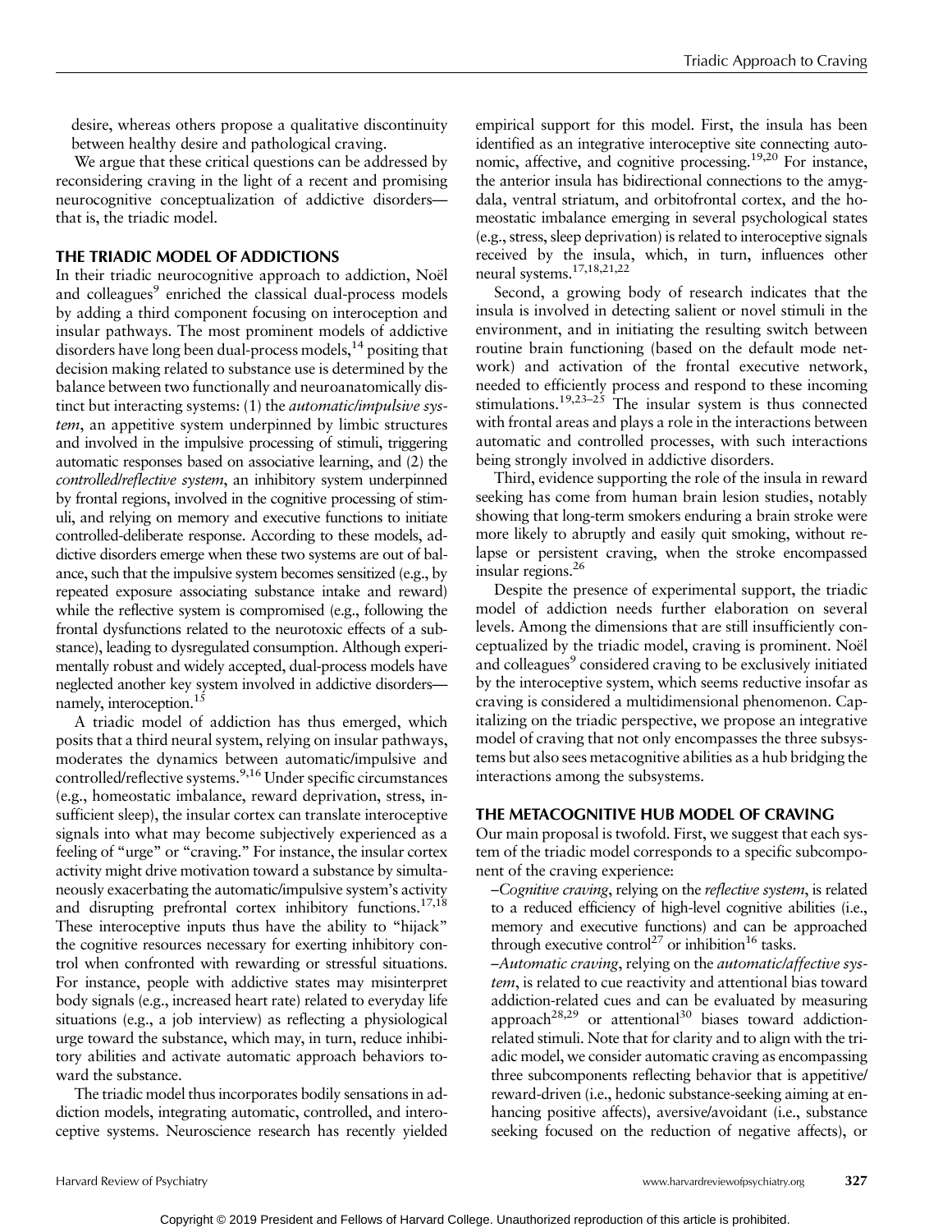desire, whereas others propose a qualitative discontinuity between healthy desire and pathological craving.

We argue that these critical questions can be addressed by reconsidering craving in the light of a recent and promising neurocognitive conceptualization of addictive disorders—that is, the triadic model.

## THE TRIADIC MODEL OF ADDICTIONS

In their triadic neurocognitive approach to addiction, Noël and colleagues[9] enriched the classical dual-process models by adding a third component focusing on interoception and insular pathways. The most prominent models of addictive disorders have long been dual-process models,[14] positing that decision making related to substance use is determined by the balance between two functionally and neuroanatomically distinct but interacting systems: (1) the *automatic/impulsive system*, an appetitive system underpinned by limbic structures and involved in the impulsive processing of stimuli, triggering automatic responses based on associative learning, and (2) the *controlled/reflective system*, an inhibitory system underpinned by frontal regions, involved in the cognitive processing of stimuli, and relying on memory and executive functions to initiate controlled-deliberate response. According to these models, addictive disorders emerge when these two systems are out of balance, such that the impulsive system becomes sensitized (e.g., by repeated exposure associating substance intake and reward) while the reflective system is compromised (e.g., following the frontal dysfunctions related to the neurotoxic effects of a substance), leading to dysregulated consumption. Although experimentally robust and widely accepted, dual-process models have neglected another key system involved in addictive disorders—namely, interoception.[15]

A triadic model of addiction has thus emerged, which posits that a third neural system, relying on insular pathways, moderates the dynamics between automatic/impulsive and controlled/reflective systems.[9,16] Under specific circumstances (e.g., homeostatic imbalance, reward deprivation, stress, insufficient sleep), the insular cortex can translate interoceptive signals into what may become subjectively experienced as a feeling of "urge" or "craving." For instance, the insular cortex activity might drive motivation toward a substance by simultaneously exacerbating the automatic/impulsive system's activity and disrupting prefrontal cortex inhibitory functions.[17,18] These interoceptive inputs thus have the ability to "hijack" the cognitive resources necessary for exerting inhibitory control when confronted with rewarding or stressful situations. For instance, people with addictive states may misinterpret body signals (e.g., increased heart rate) related to everyday life situations (e.g., a job interview) as reflecting a physiological urge toward the substance, which may, in turn, reduce inhibitory abilities and activate automatic approach behaviors toward the substance.

The triadic model thus incorporates bodily sensations in addiction models, integrating automatic, controlled, and interoceptive systems. Neuroscience research has recently yielded empirical support for this model. First, the insula has been identified as an integrative interoceptive site connecting autonomic, affective, and cognitive processing.[19,20] For instance, the anterior insula has bidirectional connections to the amygdala, ventral striatum, and orbitofrontal cortex, and the homeostatic imbalance emerging in several psychological states (e.g., stress, sleep deprivation) is related to interoceptive signals received by the insula, which, in turn, influences other neural systems.[17,18,21,22]

Second, a growing body of research indicates that the insula is involved in detecting salient or novel stimuli in the environment, and in initiating the resulting switch between routine brain functioning (based on the default mode network) and activation of the frontal executive network, needed to efficiently process and respond to these incoming stimulations.[19,23–25] The insular system is thus connected with frontal areas and plays a role in the interactions between automatic and controlled processes, with such interactions being strongly involved in addictive disorders.

Third, evidence supporting the role of the insula in reward seeking has come from human brain lesion studies, notably showing that long-term smokers enduring a brain stroke were more likely to abruptly and easily quit smoking, without relapse or persistent craving, when the stroke encompassed insular regions.[26]

Despite the presence of experimental support, the triadic model of addiction needs further elaboration on several levels. Among the dimensions that are still insufficiently conceptualized by the triadic model, craving is prominent. Noël and colleagues[9] considered craving to be exclusively initiated by the interoceptive system, which seems reductive insofar as craving is considered a multidimensional phenomenon. Capitalizing on the triadic perspective, we propose an integrative model of craving that not only encompasses the three subsystems but also sees metacognitive abilities as a hub bridging the interactions among the subsystems.

## THE METACOGNITIVE HUB MODEL OF CRAVING

Our main proposal is twofold. First, we suggest that each system of the triadic model corresponds to a specific subcomponent of the craving experience:

–*Cognitive craving*, relying on the *reflective system*, is related to a reduced efficiency of high-level cognitive abilities (i.e., memory and executive functions) and can be approached through executive control[27] or inhibition[16] tasks.

–*Automatic craving*, relying on the *automatic/affective system*, is related to cue reactivity and attentional bias toward addiction-related cues and can be evaluated by measuring approach[28,29] or attentional[30] biases toward addiction-related stimuli. Note that for clarity and to align with the triadic model, we consider automatic craving as encompassing three subcomponents reflecting behavior that is appetitive/reward-driven (i.e., hedonic substance-seeking aiming at enhancing positive affects), aversive/avoidant (i.e., substance seeking focused on the reduction of negative affects), or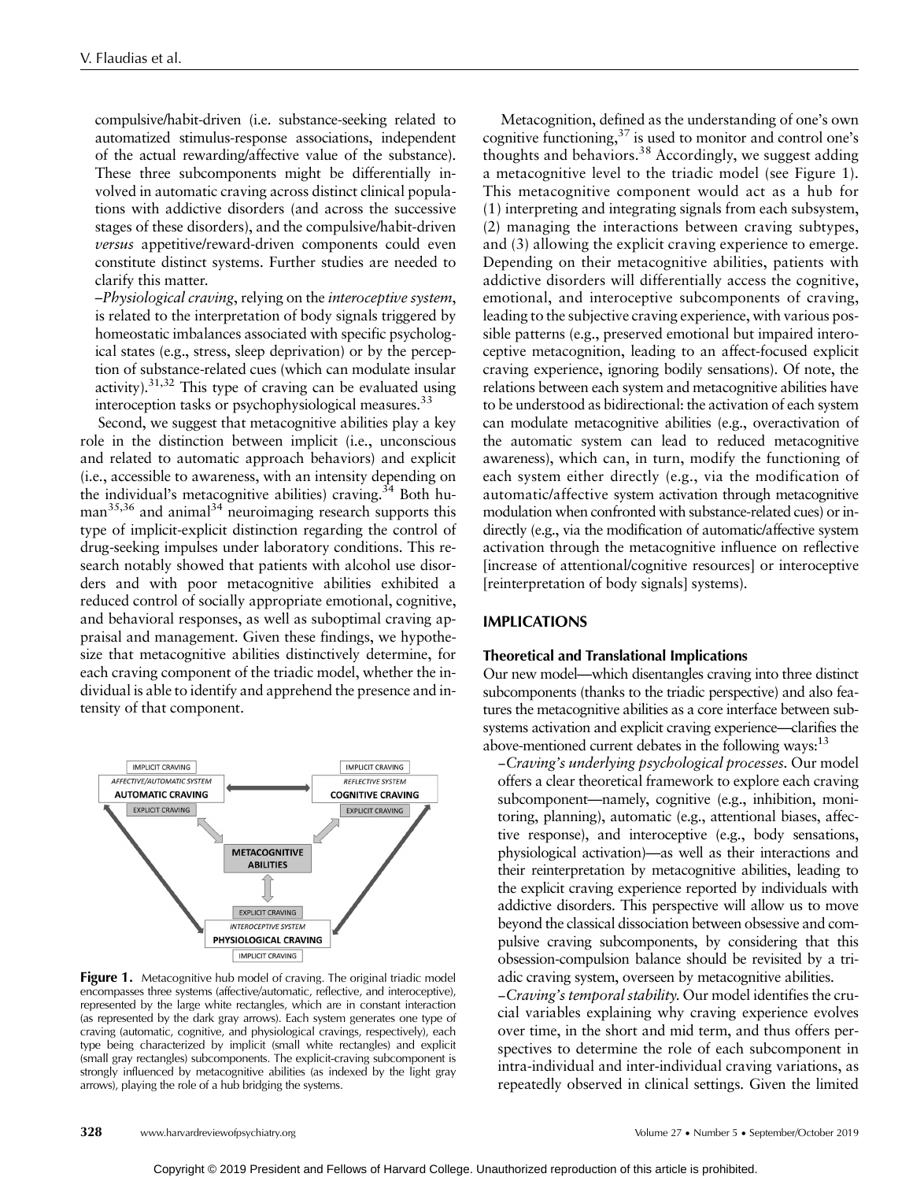compulsive/habit-driven (i.e. substance-seeking related to automatized stimulus-response associations, independent of the actual rewarding/affective value of the substance). These three subcomponents might be differentially involved in automatic craving across distinct clinical populations with addictive disorders (and across the successive stages of these disorders), and the compulsive/habit-driven *versus* appetitive/reward-driven components could even constitute distinct systems. Further studies are needed to clarify this matter.

–*Physiological craving*, relying on the *interoceptive system*, is related to the interpretation of body signals triggered by homeostatic imbalances associated with specific psychological states (e.g., stress, sleep deprivation) or by the perception of substance-related cues (which can modulate insular activity).[31,32] This type of craving can be evaluated using interoception tasks or psychophysiological measures.[33]

Second, we suggest that metacognitive abilities play a key role in the distinction between implicit (i.e., unconscious and related to automatic approach behaviors) and explicit (i.e., accessible to awareness, with an intensity depending on the individual's metacognitive abilities) craving.[34] Both human[35,36] and animal[34] neuroimaging research supports this type of implicit-explicit distinction regarding the control of drug-seeking impulses under laboratory conditions. This research notably showed that patients with alcohol use disorders and with poor metacognitive abilities exhibited a reduced control of socially appropriate emotional, cognitive, and behavioral responses, as well as suboptimal craving appraisal and management. Given these findings, we hypothesize that metacognitive abilities distinctively determine, for each craving component of the triadic model, whether the individual is able to identify and apprehend the presence and intensity of that component.

**Figure 1.** Metacognitive hub model of craving. The original triadic model encompasses three systems (affective/automatic, reflective, and interoceptive), represented by the large white rectangles, which are in constant interaction (as represented by the dark gray arrows). Each system generates one type of craving (automatic, cognitive, and physiological cravings, respectively), each type being characterized by implicit (small white rectangles) and explicit (small gray rectangles) subcomponents. The explicit-craving subcomponent is strongly influenced by metacognitive abilities (as indexed by the light gray arrows), playing the role of a hub bridging the systems.

Metacognition, defined as the understanding of one's own cognitive functioning,[37] is used to monitor and control one's thoughts and behaviors.[38] Accordingly, we suggest adding a metacognitive level to the triadic model (see Figure 1). This metacognitive component would act as a hub for (1) interpreting and integrating signals from each subsystem, (2) managing the interactions between craving subtypes, and (3) allowing the explicit craving experience to emerge. Depending on their metacognitive abilities, patients with addictive disorders will differentially access the cognitive, emotional, and interoceptive subcomponents of craving, leading to the subjective craving experience, with various possible patterns (e.g., preserved emotional but impaired interoceptive metacognition, leading to an affect-focused explicit craving experience, ignoring bodily sensations). Of note, the relations between each system and metacognitive abilities have to be understood as bidirectional: the activation of each system can modulate metacognitive abilities (e.g., overactivation of the automatic system can lead to reduced metacognitive awareness), which can, in turn, modify the functioning of each system either directly (e.g., via the modification of automatic/affective system activation through metacognitive modulation when confronted with substance-related cues) or indirectly (e.g., via the modification of automatic/affective system activation through the metacognitive influence on reflective [increase of attentional/cognitive resources] or interoceptive [reinterpretation of body signals] systems).

## IMPLICATIONS

### Theoretical and Translational Implications

Our new model—which disentangles craving into three distinct subcomponents (thanks to the triadic perspective) and also features the metacognitive abilities as a core interface between subsystems activation and explicit craving experience—clarifies the above-mentioned current debates in the following ways:[13]

–*Craving's underlying psychological processes.* Our model offers a clear theoretical framework to explore each craving subcomponent—namely, cognitive (e.g., inhibition, monitoring, planning), automatic (e.g., attentional biases, affective response), and interoceptive (e.g., body sensations, physiological activation)—as well as their interactions and their reinterpretation by metacognitive abilities, leading to the explicit craving experience reported by individuals with addictive disorders. This perspective will allow us to move beyond the classical dissociation between obsessive and compulsive craving subcomponents, by considering that this obsession-compulsion balance should be revisited by a triadic craving system, overseen by metacognitive abilities.

–*Craving's temporal stability.* Our model identifies the crucial variables explaining why craving experience evolves over time, in the short and mid term, and thus offers perspectives to determine the role of each subcomponent in intra-individual and inter-individual craving variations, as repeatedly observed in clinical settings. Given the limited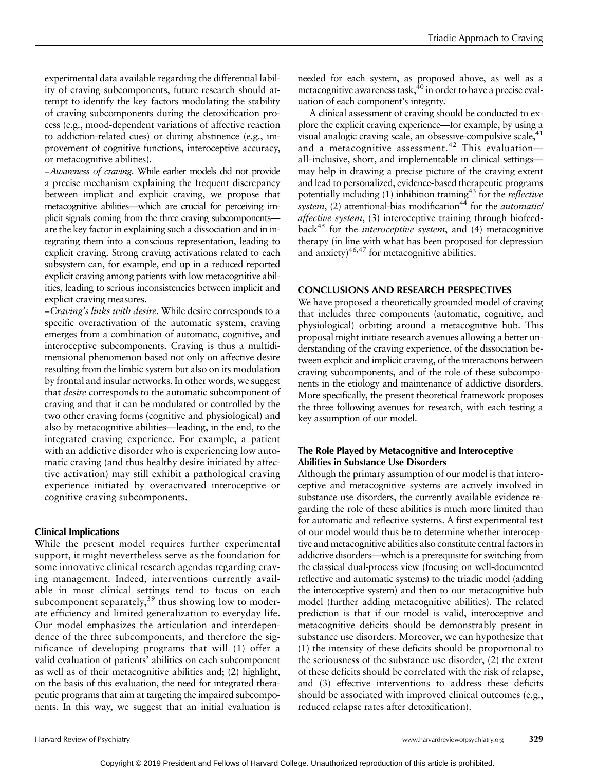experimental data available regarding the differential lability of craving subcomponents, future research should attempt to identify the key factors modulating the stability of craving subcomponents during the detoxification process (e.g., mood-dependent variations of affective reaction to addiction-related cues) or during abstinence (e.g., improvement of cognitive functions, interoceptive accuracy, or metacognitive abilities).

–*Awareness of craving*. While earlier models did not provide a precise mechanism explaining the frequent discrepancy between implicit and explicit craving, we propose that metacognitive abilities—which are crucial for perceiving implicit signals coming from the three craving subcomponents—are the key factor in explaining such a dissociation and in integrating them into a conscious representation, leading to explicit craving. Strong craving activations related to each subsystem can, for example, end up in a reduced reported explicit craving among patients with low metacognitive abilities, leading to serious inconsistencies between implicit and explicit craving measures.

–*Craving's links with desire*. While desire corresponds to a specific overactivation of the automatic system, craving emerges from a combination of automatic, cognitive, and interoceptive subcomponents. Craving is thus a multidimensional phenomenon based not only on affective desire resulting from the limbic system but also on its modulation by frontal and insular networks. In other words, we suggest that *desire* corresponds to the automatic subcomponent of craving and that it can be modulated or controlled by the two other craving forms (cognitive and physiological) and also by metacognitive abilities—leading, in the end, to the integrated craving experience. For example, a patient with an addictive disorder who is experiencing low automatic craving (and thus healthy desire initiated by affective activation) may still exhibit a pathological craving experience initiated by overactivated interoceptive or cognitive craving subcomponents.

### Clinical Implications

While the present model requires further experimental support, it might nevertheless serve as the foundation for some innovative clinical research agendas regarding craving management. Indeed, interventions currently available in most clinical settings tend to focus on each subcomponent separately,[39] thus showing low to moderate efficiency and limited generalization to everyday life. Our model emphasizes the articulation and interdependence of the three subcomponents, and therefore the significance of developing programs that will (1) offer a valid evaluation of patients' abilities on each subcomponent as well as of their metacognitive abilities and; (2) highlight, on the basis of this evaluation, the need for integrated therapeutic programs that aim at targeting the impaired subcomponents. In this way, we suggest that an initial evaluation is needed for each system, as proposed above, as well as a metacognitive awareness task,[40] in order to have a precise evaluation of each component's integrity.

A clinical assessment of craving should be conducted to explore the explicit craving experience—for example, by using a visual analogic craving scale, an obsessive-compulsive scale,[41] and a metacognitive assessment.[42] This evaluation—all-inclusive, short, and implementable in clinical settings—may help in drawing a precise picture of the craving extent and lead to personalized, evidence-based therapeutic programs potentially including (1) inhibition training[43] for the *reflective system*, (2) attentional-bias modification[44] for the *automatic/affective system*, (3) interoceptive training through biofeedback[45] for the *interoceptive system*, and (4) metacognitive therapy (in line with what has been proposed for depression and anxiety)[46,47] for metacognitive abilities.

## CONCLUSIONS AND RESEARCH PERSPECTIVES

We have proposed a theoretically grounded model of craving that includes three components (automatic, cognitive, and physiological) orbiting around a metacognitive hub. This proposal might initiate research avenues allowing a better understanding of the craving experience, of the dissociation between explicit and implicit craving, of the interactions between craving subcomponents, and of the role of these subcomponents in the etiology and maintenance of addictive disorders. More specifically, the present theoretical framework proposes the three following avenues for research, with each testing a key assumption of our model.

### The Role Played by Metacognitive and Interoceptive Abilities in Substance Use Disorders

Although the primary assumption of our model is that interoceptive and metacognitive systems are actively involved in substance use disorders, the currently available evidence regarding the role of these abilities is much more limited than for automatic and reflective systems. A first experimental test of our model would thus be to determine whether interoceptive and metacognitive abilities also constitute central factors in addictive disorders—which is a prerequisite for switching from the classical dual-process view (focusing on well-documented reflective and automatic systems) to the triadic model (adding the interoceptive system) and then to our metacognitive hub model (further adding metacognitive abilities). The related prediction is that if our model is valid, interoceptive and metacognitive deficits should be demonstrably present in substance use disorders. Moreover, we can hypothesize that (1) the intensity of these deficits should be proportional to the seriousness of the substance use disorder, (2) the extent of these deficits should be correlated with the risk of relapse, and (3) effective interventions to address these deficits should be associated with improved clinical outcomes (e.g., reduced relapse rates after detoxification).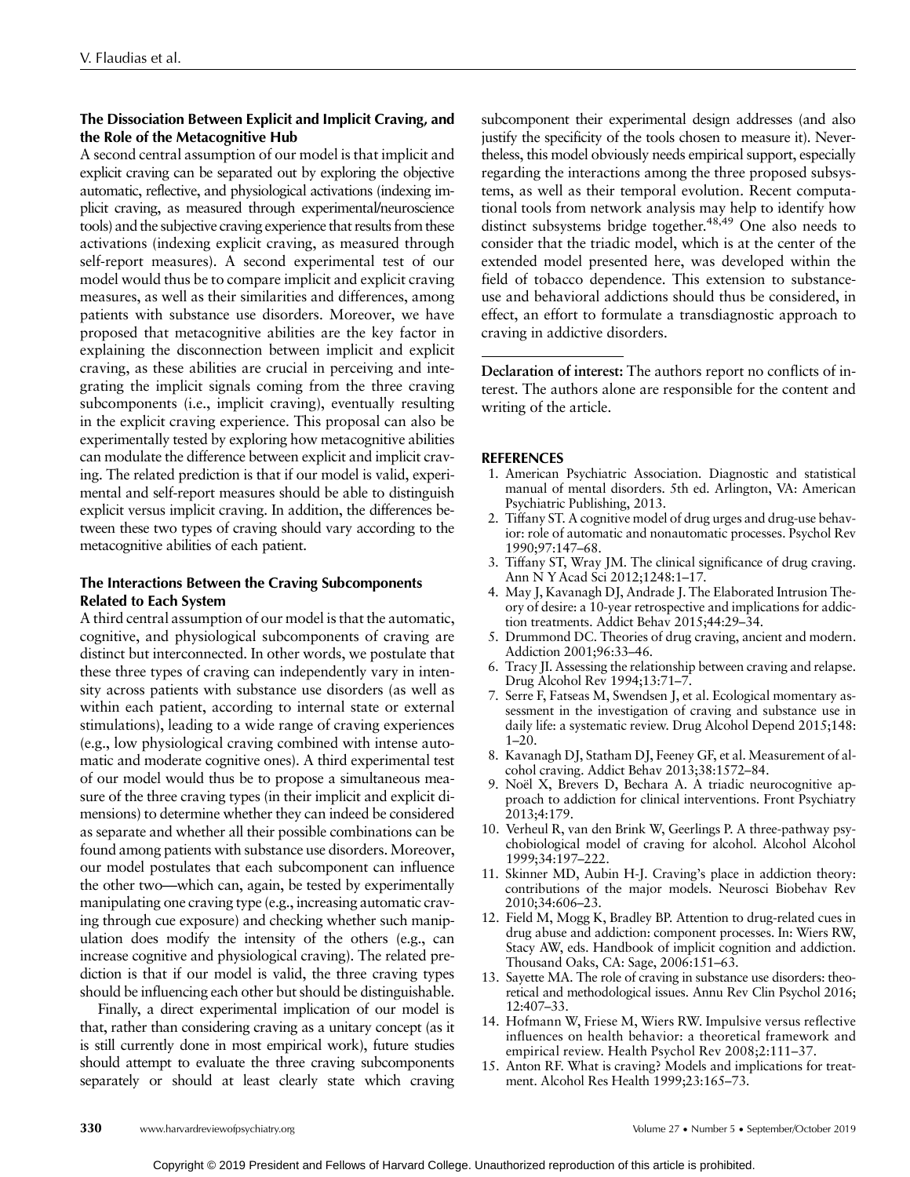### The Dissociation Between Explicit and Implicit Craving, and the Role of the Metacognitive Hub

A second central assumption of our model is that implicit and explicit craving can be separated out by exploring the objective automatic, reflective, and physiological activations (indexing implicit craving, as measured through experimental/neuroscience tools) and the subjective craving experience that results from these activations (indexing explicit craving, as measured through self-report measures). A second experimental test of our model would thus be to compare implicit and explicit craving measures, as well as their similarities and differences, among patients with substance use disorders. Moreover, we have proposed that metacognitive abilities are the key factor in explaining the disconnection between implicit and explicit craving, as these abilities are crucial in perceiving and integrating the implicit signals coming from the three craving subcomponents (i.e., implicit craving), eventually resulting in the explicit craving experience. This proposal can also be experimentally tested by exploring how metacognitive abilities can modulate the difference between explicit and implicit craving. The related prediction is that if our model is valid, experimental and self-report measures should be able to distinguish explicit versus implicit craving. In addition, the differences between these two types of craving should vary according to the metacognitive abilities of each patient.

### The Interactions Between the Craving Subcomponents Related to Each System

A third central assumption of our model is that the automatic, cognitive, and physiological subcomponents of craving are distinct but interconnected. In other words, we postulate that these three types of craving can independently vary in intensity across patients with substance use disorders (as well as within each patient, according to internal state or external stimulations), leading to a wide range of craving experiences (e.g., low physiological craving combined with intense automatic and moderate cognitive ones). A third experimental test of our model would thus be to propose a simultaneous measure of the three craving types (in their implicit and explicit dimensions) to determine whether they can indeed be considered as separate and whether all their possible combinations can be found among patients with substance use disorders. Moreover, our model postulates that each subcomponent can influence the other two—which can, again, be tested by experimentally manipulating one craving type (e.g., increasing automatic craving through cue exposure) and checking whether such manipulation does modify the intensity of the others (e.g., can increase cognitive and physiological craving). The related prediction is that if our model is valid, the three craving types should be influencing each other but should be distinguishable.

Finally, a direct experimental implication of our model is that, rather than considering craving as a unitary concept (as it is still currently done in most empirical work), future studies should attempt to evaluate the three craving subcomponents separately or should at least clearly state which craving subcomponent their experimental design addresses (and also justify the specificity of the tools chosen to measure it). Nevertheless, this model obviously needs empirical support, especially regarding the interactions among the three proposed subsystems, as well as their temporal evolution. Recent computational tools from network analysis may help to identify how distinct subsystems bridge together.[48,49] One also needs to consider that the triadic model, which is at the center of the extended model presented here, was developed within the field of tobacco dependence. This extension to substance-use and behavioral addictions should thus be considered, in effect, an effort to formulate a transdiagnostic approach to craving in addictive disorders.

---

**Declaration of interest:** The authors report no conflicts of interest. The authors alone are responsible for the content and writing of the article.

## REFERENCES

1. American Psychiatric Association. Diagnostic and statistical manual of mental disorders. 5th ed. Arlington, VA: American Psychiatric Publishing, 2013.
2. Tiffany ST. A cognitive model of drug urges and drug-use behavior: role of automatic and nonautomatic processes. Psychol Rev 1990;97:147–68.
3. Tiffany ST, Wray JM. The clinical significance of drug craving. Ann N Y Acad Sci 2012;1248:1–17.
4. May J, Kavanagh DJ, Andrade J. The Elaborated Intrusion Theory of desire: a 10-year retrospective and implications for addiction treatments. Addict Behav 2015;44:29–34.
5. Drummond DC. Theories of drug craving, ancient and modern. Addiction 2001;96:33–46.
6. Tracy JI. Assessing the relationship between craving and relapse. Drug Alcohol Rev 1994;13:71–7.
7. Serre F, Fatseas M, Swendsen J, et al. Ecological momentary assessment in the investigation of craving and substance use in daily life: a systematic review. Drug Alcohol Depend 2015;148: 1–20.
8. Kavanagh DJ, Statham DJ, Feeney GF, et al. Measurement of alcohol craving. Addict Behav 2013;38:1572–84.
9. Noël X, Brevers D, Bechara A. A triadic neurocognitive approach to addiction for clinical interventions. Front Psychiatry 2013;4:179.
10. Verheul R, van den Brink W, Geerlings P. A three-pathway psychobiological model of craving for alcohol. Alcohol Alcohol 1999;34:197–222.
11. Skinner MD, Aubin H-J. Craving's place in addiction theory: contributions of the major models. Neurosci Biobehav Rev 2010;34:606–23.
12. Field M, Mogg K, Bradley BP. Attention to drug-related cues in drug abuse and addiction: component processes. In: Wiers RW, Stacy AW, eds. Handbook of implicit cognition and addiction. Thousand Oaks, CA: Sage, 2006:151–63.
13. Sayette MA. The role of craving in substance use disorders: theoretical and methodological issues. Annu Rev Clin Psychol 2016; 12:407–33.
14. Hofmann W, Friese M, Wiers RW. Impulsive versus reflective influences on health behavior: a theoretical framework and empirical review. Health Psychol Rev 2008;2:111–37.
15. Anton RF. What is craving? Models and implications for treatment. Alcohol Res Health 1999;23:165–73.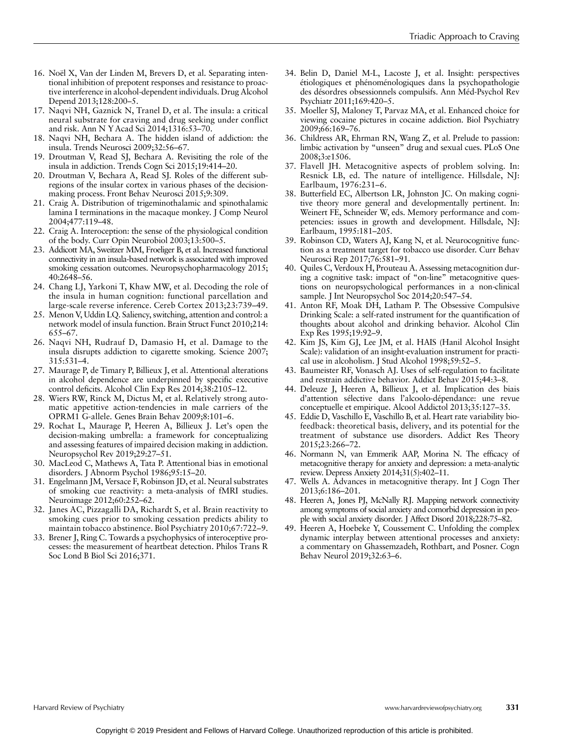16. Noël X, Van der Linden M, Brevers D, et al. Separating intentional inhibition of prepotent responses and resistance to proactive interference in alcohol-dependent individuals. Drug Alcohol Depend 2013;128:200–5.
17. Naqvi NH, Gaznick N, Tranel D, et al. The insula: a critical neural substrate for craving and drug seeking under conflict and risk. Ann N Y Acad Sci 2014;1316:53–70.
18. Naqvi NH, Bechara A. The hidden island of addiction: the insula. Trends Neurosci 2009;32:56–67.
19. Droutman V, Read SJ, Bechara A. Revisiting the role of the insula in addiction. Trends Cogn Sci 2015;19:414–20.
20. Droutman V, Bechara A, Read SJ. Roles of the different subregions of the insular cortex in various phases of the decision-making process. Front Behav Neurosci 2015;9:309.
21. Craig A. Distribution of trigeminothalamic and spinothalamic lamina I terminations in the macaque monkey. J Comp Neurol 2004;477:119–48.
22. Craig A. Interoception: the sense of the physiological condition of the body. Curr Opin Neurobiol 2003;13:500–5.
23. Addicott MA, Sweitzer MM, Froeliger B, et al. Increased functional connectivity in an insula-based network is associated with improved smoking cessation outcomes. Neuropsychopharmacology 2015; 40:2648–56.
24. Chang LJ, Yarkoni T, Khaw MW, et al. Decoding the role of the insula in human cognition: functional parcellation and large-scale reverse inference. Cereb Cortex 2013;23:739–49.
25. Menon V, Uddin LQ. Saliency, switching, attention and control: a network model of insula function. Brain Struct Funct 2010;214: 655–67.
26. Naqvi NH, Rudrauf D, Damasio H, et al. Damage to the insula disrupts addiction to cigarette smoking. Science 2007; 315:531–4.
27. Maurage P, de Timary P, Billieux J, et al. Attentional alterations in alcohol dependence are underpinned by specific executive control deficits. Alcohol Clin Exp Res 2014;38:2105–12.
28. Wiers RW, Rinck M, Dictus M, et al. Relatively strong automatic appetitive action-tendencies in male carriers of the OPRM1 G-allele. Genes Brain Behav 2009;8:101–6.
29. Rochat L, Maurage P, Heeren A, Billieux J. Let's open the decision-making umbrella: a framework for conceptualizing and assessing features of impaired decision making in addiction. Neuropsychol Rev 2019;29:27–51.
30. MacLeod C, Mathews A, Tata P. Attentional bias in emotional disorders. J Abnorm Psychol 1986;95:15–20.
31. Engelmann JM, Versace F, Robinson JD, et al. Neural substrates of smoking cue reactivity: a meta-analysis of fMRI studies. Neuroimage 2012;60:252–62.
32. Janes AC, Pizzagalli DA, Richardt S, et al. Brain reactivity to smoking cues prior to smoking cessation predicts ability to maintain tobacco abstinence. Biol Psychiatry 2010;67:722–9.
33. Brener J, Ring C. Towards a psychophysics of interoceptive processes: the measurement of heartbeat detection. Philos Trans R Soc Lond B Biol Sci 2016;371.
34. Belin D, Daniel M-L, Lacoste J, et al. Insight: perspectives étiologiques et phénoménologiques dans la psychopathologie des désordres obsessionnels compulsifs. Ann Méd-Psychol Rev Psychiatr 2011;169:420–5.
35. Moeller SJ, Maloney T, Parvaz MA, et al. Enhanced choice for viewing cocaine pictures in cocaine addiction. Biol Psychiatry 2009;66:169–76.
36. Childress AR, Ehrman RN, Wang Z, et al. Prelude to passion: limbic activation by "unseen" drug and sexual cues. PLoS One 2008;3:e1506.
37. Flavell JH. Metacognitive aspects of problem solving. In: Resnick LB, ed. The nature of intelligence. Hillsdale, NJ: Earlbaum, 1976:231–6.
38. Butterfield EC, Albertson LR, Johnston JC. On making cognitive theory more general and developmentally pertinent. In: Weinert FE, Schneider W, eds. Memory performance and competencies: issues in growth and development. Hillsdale, NJ: Earlbaum, 1995:181–205.
39. Robinson CD, Waters AJ, Kang N, et al. Neurocognitive function as a treatment target for tobacco use disorder. Curr Behav Neurosci Rep 2017;76:581–91.
40. Quiles C, Verdoux H, Prouteau A. Assessing metacognition during a cognitive task: impact of "on-line" metacognitive questions on neuropsychological performances in a non-clinical sample. J Int Neuropsychol Soc 2014;20:547–54.
41. Anton RF, Moak DH, Latham P. The Obsessive Compulsive Drinking Scale: a self-rated instrument for the quantification of thoughts about alcohol and drinking behavior. Alcohol Clin Exp Res 1995;19:92–9.
42. Kim JS, Kim GJ, Lee JM, et al. HAIS (Hanil Alcohol Insight Scale): validation of an insight-evaluation instrument for practical use in alcoholism. J Stud Alcohol 1998;59:52–5.
43. Baumeister RF, Vonasch AJ. Uses of self-regulation to facilitate and restrain addictive behavior. Addict Behav 2015;44:3–8.
44. Deleuze J, Heeren A, Billieux J, et al. Implication des biais d'attention sélective dans l'alcoolo-dépendance: une revue conceptuelle et empirique. Alcool Addictol 2013;35:127–35.
45. Eddie D, Vaschillo E, Vaschillo B, et al. Heart rate variability biofeedback: theoretical basis, delivery, and its potential for the treatment of substance use disorders. Addict Res Theory 2015;23:266–72.
46. Normann N, van Emmerik AAP, Morina N. The efficacy of metacognitive therapy for anxiety and depression: a meta-analytic review. Depress Anxiety 2014;31(5):402–11.
47. Wells A. Advances in metacognitive therapy. Int J Cogn Ther 2013;6:186–201.
48. Heeren A, Jones PJ, McNally RJ. Mapping network connectivity among symptoms of social anxiety and comorbid depression in people with social anxiety disorder. J Affect Disord 2018;228:75–82.
49. Heeren A, Hoebeke Y, Coussement C. Unfolding the complex dynamic interplay between attentional processes and anxiety: a commentary on Ghassemzadeh, Rothbart, and Posner. Cogn Behav Neurol 2019;32:63–6.

Copyright © 2019 President and Fellows of Harvard College. Unauthorized reproduction of this article is prohibited.